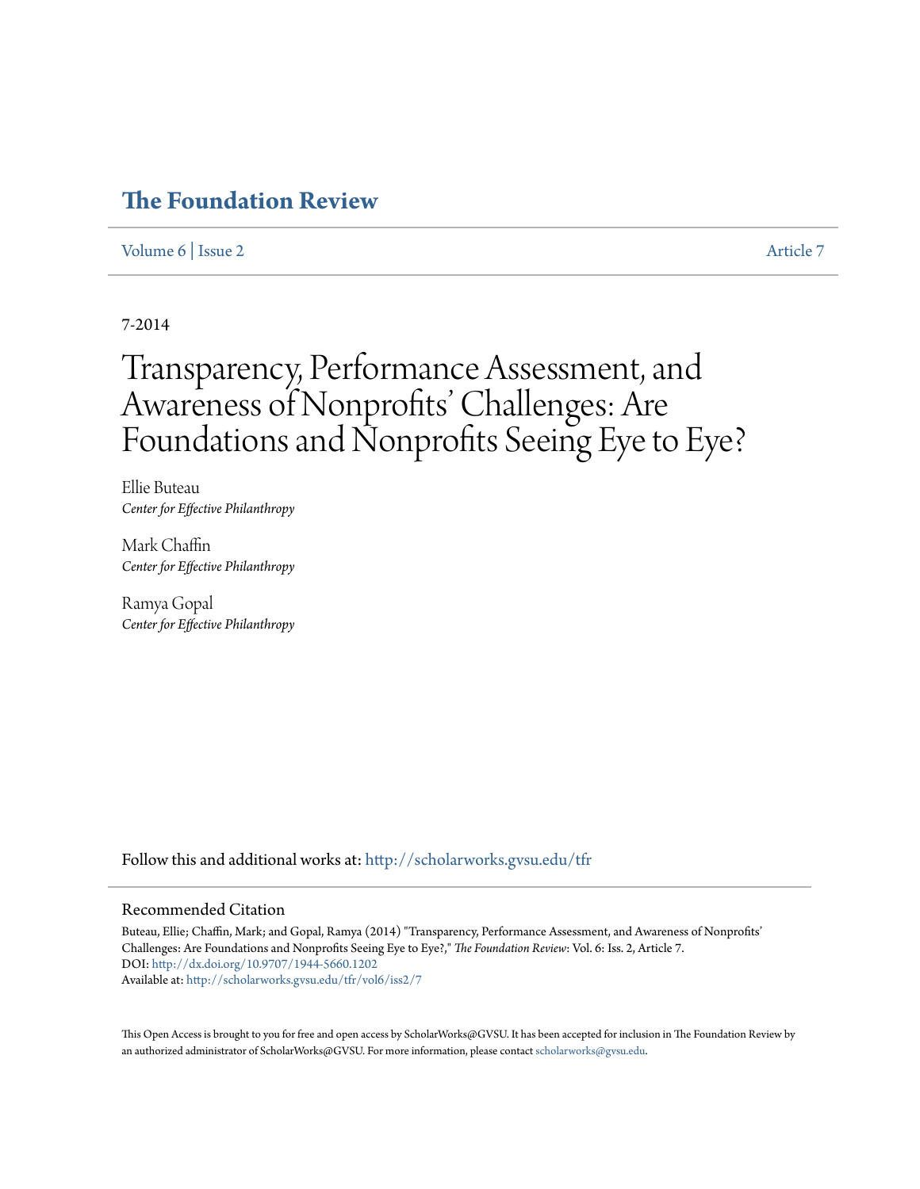# The Foundation Review

Volume 6 | Issue 2 Article 7

7-2014

# Transparency, Performance Assessment, and Awareness of Nonprofits' Challenges: Are Foundations and Nonprofits Seeing Eye to Eye?

Ellie Buteau
*Center for Effective Philanthropy*

Mark Chaffin
*Center for Effective Philanthropy*

Ramya Gopal
*Center for Effective Philanthropy*

Follow this and additional works at: http://scholarworks.gvsu.edu/tfr

## Recommended Citation

Buteau, Ellie; Chaffin, Mark; and Gopal, Ramya (2014) "Transparency, Performance Assessment, and Awareness of Nonprofits' Challenges: Are Foundations and Nonprofits Seeing Eye to Eye?," *The Foundation Review*: Vol. 6: Iss. 2, Article 7.
DOI: http://dx.doi.org/10.9707/1944-5660.1202
Available at: http://scholarworks.gvsu.edu/tfr/vol6/iss2/7

This Open Access is brought to you for free and open access by ScholarWorks@GVSU. It has been accepted for inclusion in The Foundation Review by an authorized administrator of ScholarWorks@GVSU. For more information, please contact scholarworks@gvsu.edu.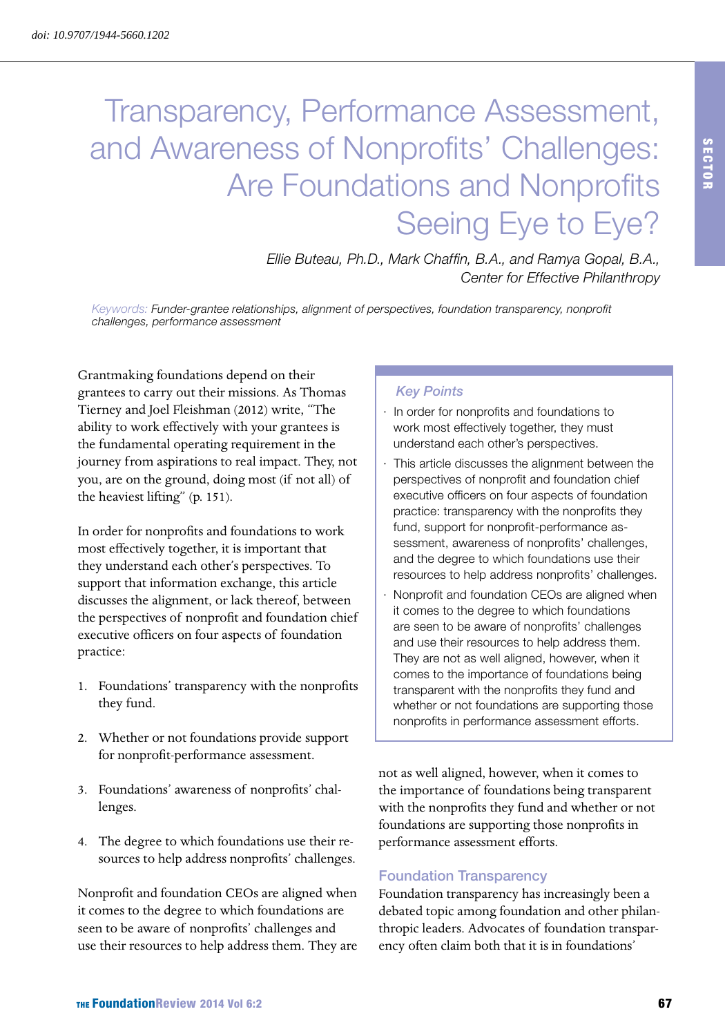doi: 10.9707/1944-5660.1202

# Transparency, Performance Assessment, and Awareness of Nonprofits' Challenges: Are Foundations and Nonprofits Seeing Eye to Eye?

*Ellie Buteau, Ph.D., Mark Chaffin, B.A., and Ramya Gopal, B.A., Center for Effective Philanthropy*

*Keywords:* *Funder-grantee relationships, alignment of perspectives, foundation transparency, nonprofit challenges, performance assessment*

### Key Points

- In order for nonprofits and foundations to work most effectively together, they must understand each other's perspectives.
- This article discusses the alignment between the perspectives of nonprofit and foundation chief executive officers on four aspects of foundation practice: transparency with the nonprofits they fund, support for nonprofit-performance assessment, awareness of nonprofits' challenges, and the degree to which foundations use their resources to help address nonprofits' challenges.
- Nonprofit and foundation CEOs are aligned when it comes to the degree to which foundations are seen to be aware of nonprofits' challenges and use their resources to help address them. They are not as well aligned, however, when it comes to the importance of foundations being transparent with the nonprofits they fund and whether or not foundations are supporting those nonprofits in performance assessment efforts.

Grantmaking foundations depend on their grantees to carry out their missions. As Thomas Tierney and Joel Fleishman (2012) write, "The ability to work effectively with your grantees is the fundamental operating requirement in the journey from aspirations to real impact. They, not you, are on the ground, doing most (if not all) of the heaviest lifting" (p. 151).

In order for nonprofits and foundations to work most effectively together, it is important that they understand each other's perspectives. To support that information exchange, this article discusses the alignment, or lack thereof, between the perspectives of nonprofit and foundation chief executive officers on four aspects of foundation practice:

1. Foundations' transparency with the nonprofits they fund.
2. Whether or not foundations provide support for nonprofit-performance assessment.
3. Foundations' awareness of nonprofits' challenges.
4. The degree to which foundations use their resources to help address nonprofits' challenges.

Nonprofit and foundation CEOs are aligned when it comes to the degree to which foundations are seen to be aware of nonprofits' challenges and use their resources to help address them. They are not as well aligned, however, when it comes to the importance of foundations being transparent with the nonprofits they fund and whether or not foundations are supporting those nonprofits in performance assessment efforts.

## Foundation Transparency

Foundation transparency has increasingly been a debated topic among foundation and other philanthropic leaders. Advocates of foundation transparency often claim both that it is in foundations'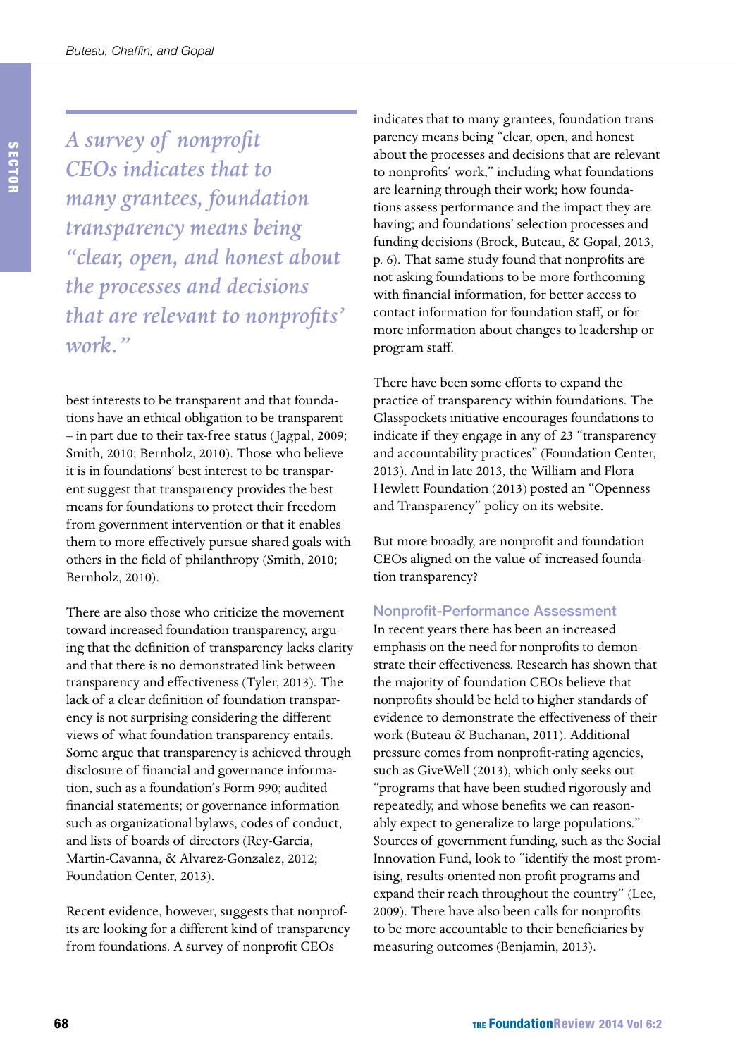> *A survey of nonprofit CEOs indicates that to many grantees, foundation transparency means being "clear, open, and honest about the processes and decisions that are relevant to nonprofits' work."*

best interests to be transparent and that foundations have an ethical obligation to be transparent – in part due to their tax-free status (Jagpal, 2009; Smith, 2010; Bernholz, 2010). Those who believe it is in foundations' best interest to be transparent suggest that transparency provides the best means for foundations to protect their freedom from government intervention or that it enables them to more effectively pursue shared goals with others in the field of philanthropy (Smith, 2010; Bernholz, 2010).

There are also those who criticize the movement toward increased foundation transparency, arguing that the definition of transparency lacks clarity and that there is no demonstrated link between transparency and effectiveness (Tyler, 2013). The lack of a clear definition of foundation transparency is not surprising considering the different views of what foundation transparency entails. Some argue that transparency is achieved through disclosure of financial and governance information, such as a foundation's Form 990; audited financial statements; or governance information such as organizational bylaws, codes of conduct, and lists of boards of directors (Rey-Garcia, Martin-Cavanna, & Alvarez-Gonzalez, 2012; Foundation Center, 2013).

Recent evidence, however, suggests that nonprofits are looking for a different kind of transparency from foundations. A survey of nonprofit CEOs indicates that to many grantees, foundation transparency means being "clear, open, and honest about the processes and decisions that are relevant to nonprofits' work," including what foundations are learning through their work; how foundations assess performance and the impact they are having; and foundations' selection processes and funding decisions (Brock, Buteau, & Gopal, 2013, p. 6). That same study found that nonprofits are not asking foundations to be more forthcoming with financial information, for better access to contact information for foundation staff, or for more information about changes to leadership or program staff.

There have been some efforts to expand the practice of transparency within foundations. The Glasspockets initiative encourages foundations to indicate if they engage in any of 23 "transparency and accountability practices" (Foundation Center, 2013). And in late 2013, the William and Flora Hewlett Foundation (2013) posted an "Openness and Transparency" policy on its website.

But more broadly, are nonprofit and foundation CEOs aligned on the value of increased foundation transparency?

### Nonprofit-Performance Assessment

In recent years there has been an increased emphasis on the need for nonprofits to demonstrate their effectiveness. Research has shown that the majority of foundation CEOs believe that nonprofits should be held to higher standards of evidence to demonstrate the effectiveness of their work (Buteau & Buchanan, 2011). Additional pressure comes from nonprofit-rating agencies, such as GiveWell (2013), which only seeks out "programs that have been studied rigorously and repeatedly, and whose benefits we can reasonably expect to generalize to large populations." Sources of government funding, such as the Social Innovation Fund, look to "identify the most promising, results-oriented non-profit programs and expand their reach throughout the country" (Lee, 2009). There have also been calls for nonprofits to be more accountable to their beneficiaries by measuring outcomes (Benjamin, 2013).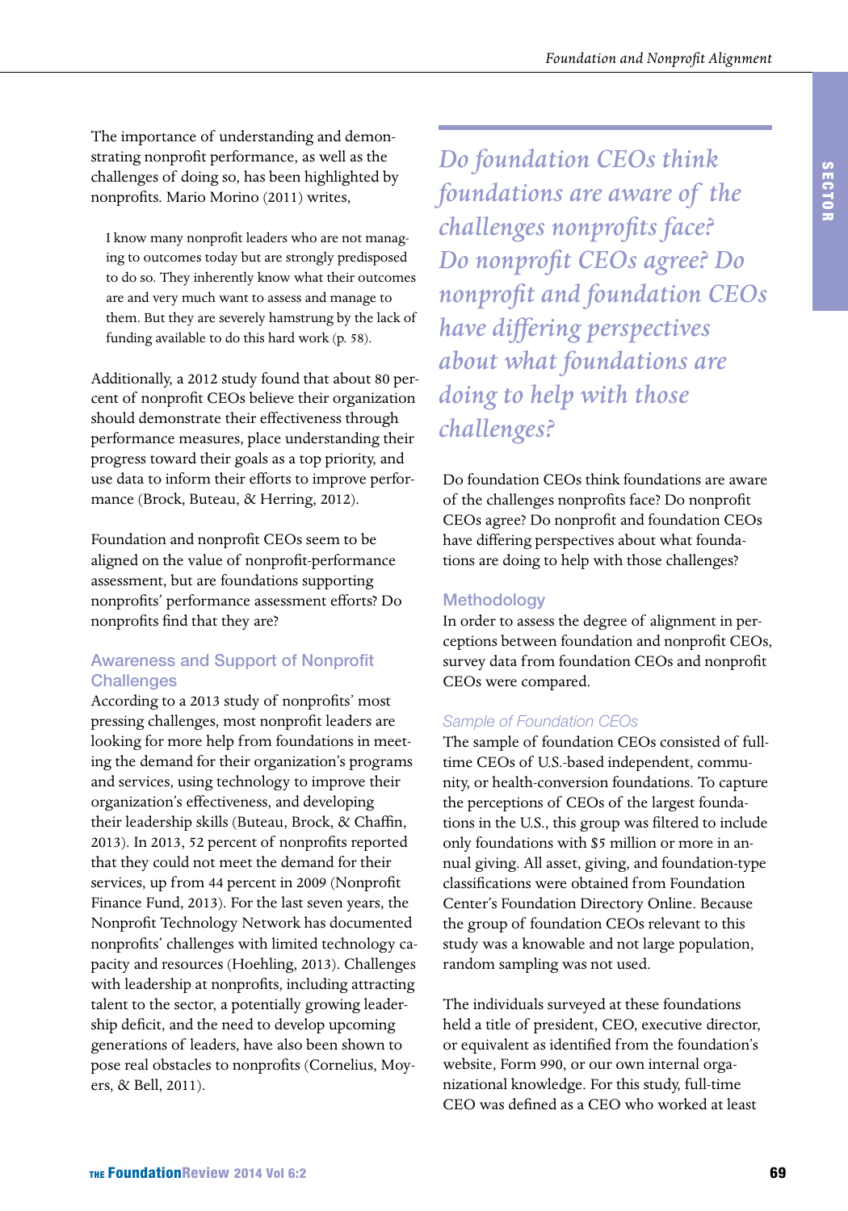The importance of understanding and demonstrating nonprofit performance, as well as the challenges of doing so, has been highlighted by nonprofits. Mario Morino (2011) writes,

> I know many nonprofit leaders who are not managing to outcomes today but are strongly predisposed to do so. They inherently know what their outcomes are and very much want to assess and manage to them. But they are severely hamstrung by the lack of funding available to do this hard work (p. 58).

Additionally, a 2012 study found that about 80 percent of nonprofit CEOs believe their organization should demonstrate their effectiveness through performance measures, place understanding their progress toward their goals as a top priority, and use data to inform their efforts to improve performance (Brock, Buteau, & Herring, 2012).

Foundation and nonprofit CEOs seem to be aligned on the value of nonprofit-performance assessment, but are foundations supporting nonprofits' performance assessment efforts? Do nonprofits find that they are?

## Awareness and Support of Nonprofit Challenges

According to a 2013 study of nonprofits' most pressing challenges, most nonprofit leaders are looking for more help from foundations in meeting the demand for their organization's programs and services, using technology to improve their organization's effectiveness, and developing their leadership skills (Buteau, Brock, & Chaffin, 2013). In 2013, 52 percent of nonprofits reported that they could not meet the demand for their services, up from 44 percent in 2009 (Nonprofit Finance Fund, 2013). For the last seven years, the Nonprofit Technology Network has documented nonprofits' challenges with limited technology capacity and resources (Hoehling, 2013). Challenges with leadership at nonprofits, including attracting talent to the sector, a potentially growing leadership deficit, and the need to develop upcoming generations of leaders, have also been shown to pose real obstacles to nonprofits (Cornelius, Moyers, & Bell, 2011).

> *Do foundation CEOs think foundations are aware of the challenges nonprofits face? Do nonprofit CEOs agree? Do nonprofit and foundation CEOs have differing perspectives about what foundations are doing to help with those challenges?*

Do foundation CEOs think foundations are aware of the challenges nonprofits face? Do nonprofit CEOs agree? Do nonprofit and foundation CEOs have differing perspectives about what foundations are doing to help with those challenges?

## Methodology

In order to assess the degree of alignment in perceptions between foundation and nonprofit CEOs, survey data from foundation CEOs and nonprofit CEOs were compared.

### *Sample of Foundation CEOs*

The sample of foundation CEOs consisted of full-time CEOs of U.S.-based independent, community, or health-conversion foundations. To capture the perceptions of CEOs of the largest foundations in the U.S., this group was filtered to include only foundations with $5 million or more in annual giving. All asset, giving, and foundation-type classifications were obtained from Foundation Center's Foundation Directory Online. Because the group of foundation CEOs relevant to this study was a knowable and not large population, random sampling was not used.

The individuals surveyed at these foundations held a title of president, CEO, executive director, or equivalent as identified from the foundation's website, Form 990, or our own internal organizational knowledge. For this study, full-time CEO was defined as a CEO who worked at least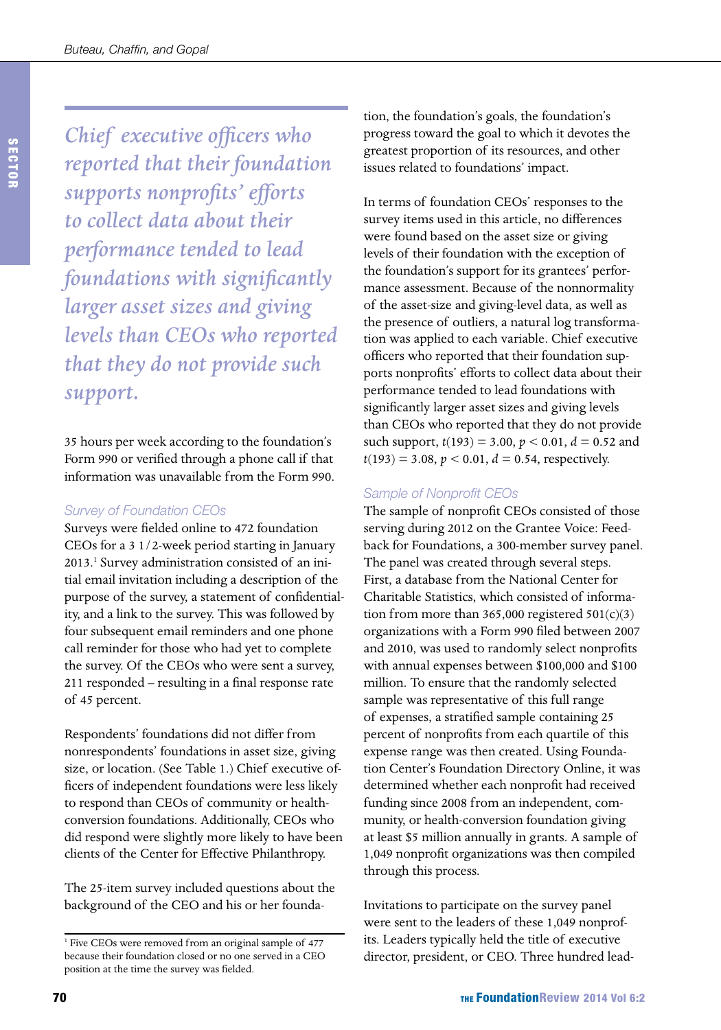*Chief executive officers who reported that their foundation supports nonprofits' efforts to collect data about their performance tended to lead foundations with significantly larger asset sizes and giving levels than CEOs who reported that they do not provide such support.*

35 hours per week according to the foundation's Form 990 or verified through a phone call if that information was unavailable from the Form 990.

### Survey of Foundation CEOs

Surveys were fielded online to 472 foundation CEOs for a 3 1/2-week period starting in January 2013.[1] Survey administration consisted of an initial email invitation including a description of the purpose of the survey, a statement of confidentiality, and a link to the survey. This was followed by four subsequent email reminders and one phone call reminder for those who had yet to complete the survey. Of the CEOs who were sent a survey, 211 responded – resulting in a final response rate of 45 percent.

Respondents' foundations did not differ from nonrespondents' foundations in asset size, giving size, or location. (See Table 1.) Chief executive officers of independent foundations were less likely to respond than CEOs of community or health-conversion foundations. Additionally, CEOs who did respond were slightly more likely to have been clients of the Center for Effective Philanthropy.

The 25-item survey included questions about the background of the CEO and his or her foundation, the foundation's goals, the foundation's progress toward the goal to which it devotes the greatest proportion of its resources, and other issues related to foundations' impact.

In terms of foundation CEOs' responses to the survey items used in this article, no differences were found based on the asset size or giving levels of their foundation with the exception of the foundation's support for its grantees' performance assessment. Because of the nonnormality of the asset-size and giving-level data, as well as the presence of outliers, a natural log transformation was applied to each variable. Chief executive officers who reported that their foundation supports nonprofits' efforts to collect data about their performance tended to lead foundations with significantly larger asset sizes and giving levels than CEOs who reported that they do not provide such support, $t(193) = 3.00$, $p < 0.01$, $d = 0.52$ and $t(193) = 3.08$, $p < 0.01$, $d = 0.54$, respectively.

### Sample of Nonprofit CEOs

The sample of nonprofit CEOs consisted of those serving during 2012 on the Grantee Voice: Feedback for Foundations, a 300-member survey panel. The panel was created through several steps. First, a database from the National Center for Charitable Statistics, which consisted of information from more than 365,000 registered 501(c)(3) organizations with a Form 990 filed between 2007 and 2010, was used to randomly select nonprofits with annual expenses between $100,000 and $100 million. To ensure that the randomly selected sample was representative of this full range of expenses, a stratified sample containing 25 percent of nonprofits from each quartile of this expense range was then created. Using Foundation Center's Foundation Directory Online, it was determined whether each nonprofit had received funding since 2008 from an independent, community, or health-conversion foundation giving at least $5 million annually in grants. A sample of 1,049 nonprofit organizations was then compiled through this process.

Invitations to participate on the survey panel were sent to the leaders of these 1,049 nonprofits. Leaders typically held the title of executive director, president, or CEO. Three hundred lead-

---

[1] Five CEOs were removed from an original sample of 477 because their foundation closed or no one served in a CEO position at the time the survey was fielded.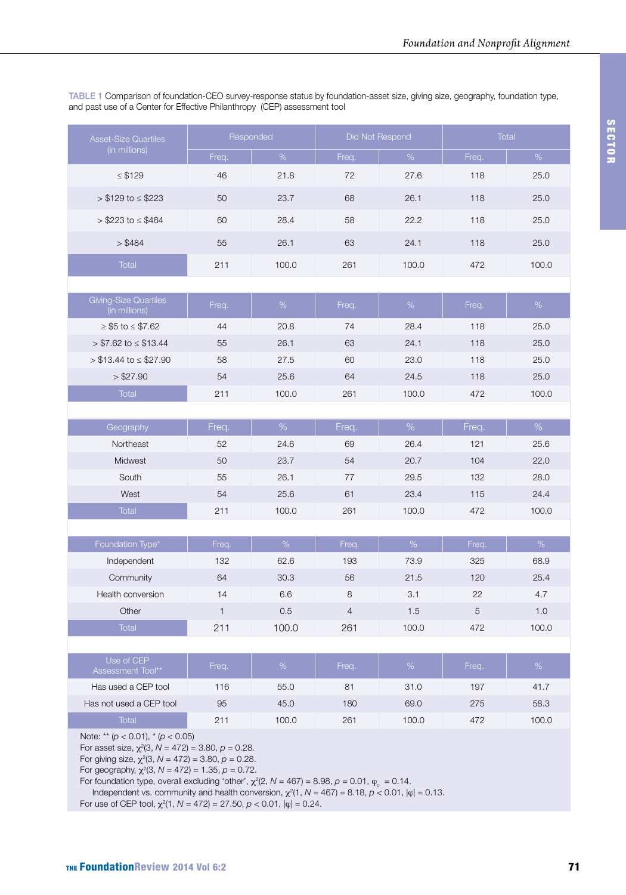TABLE 1 Comparison of foundation-CEO survey-response status by foundation-asset size, giving size, geography, foundation type, and past use of a Center for Effective Philanthropy (CEP) assessment tool

| Asset-Size Quartiles (in millions) | Responded | | Did Not Respond | | Total | |
|---|---|---|---|---|---|---|
| | Freq. | % | Freq. | % | Freq. | % |
| ≤ $129 | 46 | 21.8 | 72 | 27.6 | 118 | 25.0 |
| > $129 to ≤ $223 | 50 | 23.7 | 68 | 26.1 | 118 | 25.0 |
| > $223 to ≤ $484 | 60 | 28.4 | 58 | 22.2 | 118 | 25.0 |
| > $484 | 55 | 26.1 | 63 | 24.1 | 118 | 25.0 |
| Total | 211 | 100.0 | 261 | 100.0 | 472 | 100.0 |
| | | | | | | |
| **Giving-Size Quartiles (in millions)** | **Freq.** | **%** | **Freq.** | **%** | **Freq.** | **%** |
| ≥ $5 to ≤ $7.62 | 44 | 20.8 | 74 | 28.4 | 118 | 25.0 |
| > $7.62 to ≤ $13.44 | 55 | 26.1 | 63 | 24.1 | 118 | 25.0 |
| > $13.44 to ≤ $27.90 | 58 | 27.5 | 60 | 23.0 | 118 | 25.0 |
| > $27.90 | 54 | 25.6 | 64 | 24.5 | 118 | 25.0 |
| Total | 211 | 100.0 | 261 | 100.0 | 472 | 100.0 |
| | | | | | | |
| **Geography** | **Freq.** | **%** | **Freq.** | **%** | **Freq.** | **%** |
| Northeast | 52 | 24.6 | 69 | 26.4 | 121 | 25.6 |
| Midwest | 50 | 23.7 | 54 | 20.7 | 104 | 22.0 |
| South | 55 | 26.1 | 77 | 29.5 | 132 | 28.0 |
| West | 54 | 25.6 | 61 | 23.4 | 115 | 24.4 |
| Total | 211 | 100.0 | 261 | 100.0 | 472 | 100.0 |
| | | | | | | |
| **Foundation Type*** | **Freq.** | **%** | **Freq.** | **%** | **Freq.** | **%** |
| Independent | 132 | 62.6 | 193 | 73.9 | 325 | 68.9 |
| Community | 64 | 30.3 | 56 | 21.5 | 120 | 25.4 |
| Health conversion | 14 | 6.6 | 8 | 3.1 | 22 | 4.7 |
| Other | 1 | 0.5 | 4 | 1.5 | 5 | 1.0 |
| Total | 211 | 100.0 | 261 | 100.0 | 472 | 100.0 |
| | | | | | | |
| **Use of CEP Assessment Tool**** | **Freq.** | **%** | **Freq.** | **%** | **Freq.** | **%** |
| Has used a CEP tool | 116 | 55.0 | 81 | 31.0 | 197 | 41.7 |
| Has not used a CEP tool | 95 | 45.0 | 180 | 69.0 | 275 | 58.3 |
| Total | 211 | 100.0 | 261 | 100.0 | 472 | 100.0 |

Note: ** ($p < 0.01$), * ($p < 0.05$)
For asset size, $\chi^2(3, N = 472) = 3.80, p = 0.28$.
For giving size, $\chi^2(3, N = 472) = 3.80, p = 0.28$.
For geography, $\chi^2(3, N = 472) = 1.35, p = 0.72$.
For foundation type, overall excluding 'other', $\chi^2(2, N = 467) = 8.98, p = 0.01, \varphi_c = 0.14$.
Independent vs. community and health conversion, $\chi^2(1, N = 467) = 8.18, p < 0.01, |\varphi| = 0.13$.
For use of CEP tool, $\chi^2(1, N = 472) = 27.50, p < 0.01, |\varphi| = 0.24$.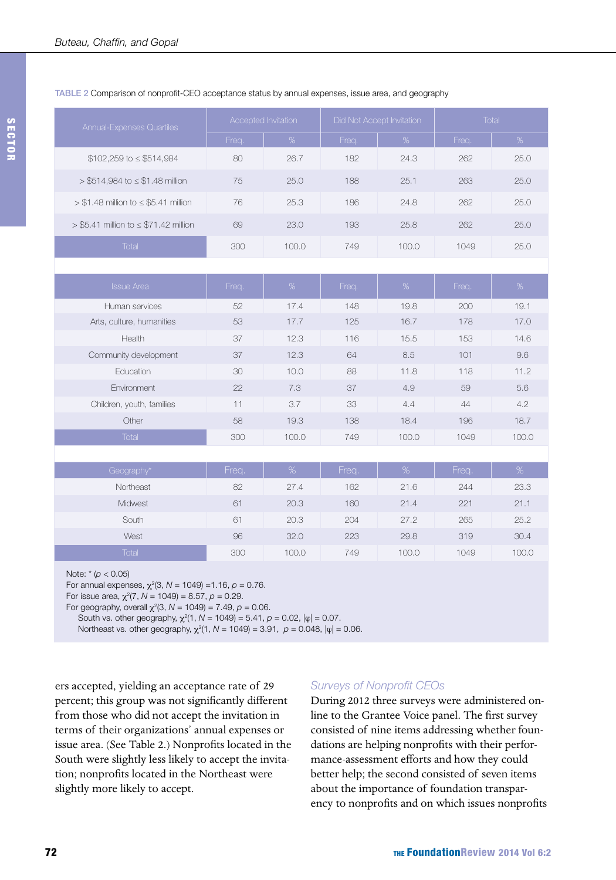**TABLE 2** Comparison of nonprofit-CEO acceptance status by annual expenses, issue area, and geography

| Annual-Expenses Quartiles | Accepted Invitation | | Did Not Accept Invitation | | Total | |
|---|---|---|---|---|---|---|
| | Freq. | % | Freq. | % | Freq. | % |
| \$102,259 to ≤ \$514,984 | 80 | 26.7 | 182 | 24.3 | 262 | 25.0 |
| > \$514,984 to ≤ \$1.48 million | 75 | 25.0 | 188 | 25.1 | 263 | 25.0 |
| > \$1.48 million to ≤ \$5.41 million | 76 | 25.3 | 186 | 24.8 | 262 | 25.0 |
| > \$5.41 million to ≤ \$71.42 million | 69 | 23.0 | 193 | 25.8 | 262 | 25.0 |
| Total | 300 | 100.0 | 749 | 100.0 | 1049 | 25.0 |
| | | | | | | |
| **Issue Area** | **Freq.** | **%** | **Freq.** | **%** | **Freq.** | **%** |
| Human services | 52 | 17.4 | 148 | 19.8 | 200 | 19.1 |
| Arts, culture, humanities | 53 | 17.7 | 125 | 16.7 | 178 | 17.0 |
| Health | 37 | 12.3 | 116 | 15.5 | 153 | 14.6 |
| Community development | 37 | 12.3 | 64 | 8.5 | 101 | 9.6 |
| Education | 30 | 10.0 | 88 | 11.8 | 118 | 11.2 |
| Environment | 22 | 7.3 | 37 | 4.9 | 59 | 5.6 |
| Children, youth, families | 11 | 3.7 | 33 | 4.4 | 44 | 4.2 |
| Other | 58 | 19.3 | 138 | 18.4 | 196 | 18.7 |
| Total | 300 | 100.0 | 749 | 100.0 | 1049 | 100.0 |
| | | | | | | |
| **Geography*** | **Freq.** | **%** | **Freq.** | **%** | **Freq.** | **%** |
| Northeast | 82 | 27.4 | 162 | 21.6 | 244 | 23.3 |
| Midwest | 61 | 20.3 | 160 | 21.4 | 221 | 21.1 |
| South | 61 | 20.3 | 204 | 27.2 | 265 | 25.2 |
| West | 96 | 32.0 | 223 | 29.8 | 319 | 30.4 |
| Total | 300 | 100.0 | 749 | 100.0 | 1049 | 100.0 |

Note: * ($p < 0.05$)
For annual expenses, $\chi^2(3, N = 1049) = 1.16$, $p = 0.76$.
For issue area, $\chi^2(7, N = 1049) = 8.57$, $p = 0.29$.
For geography, overall $\chi^2(3, N = 1049) = 7.49$, $p = 0.06$.
South vs. other geography, $\chi^2(1, N = 1049) = 5.41$, $p = 0.02$, $|\varphi| = 0.07$.
Northeast vs. other geography, $\chi^2(1, N = 1049) = 3.91$, $p = 0.048$, $|\varphi| = 0.06$.

ers accepted, yielding an acceptance rate of 29 percent; this group was not significantly different from those who did not accept the invitation in terms of their organizations' annual expenses or issue area. (See Table 2.) Nonprofits located in the South were slightly less likely to accept the invitation; nonprofits located in the Northeast were slightly more likely to accept.

### *Surveys of Nonprofit CEOs*

During 2012 three surveys were administered online to the Grantee Voice panel. The first survey consisted of nine items addressing whether foundations are helping nonprofits with their performance-assessment efforts and how they could better help; the second consisted of seven items about the importance of foundation transparency to nonprofits and on which issues nonprofits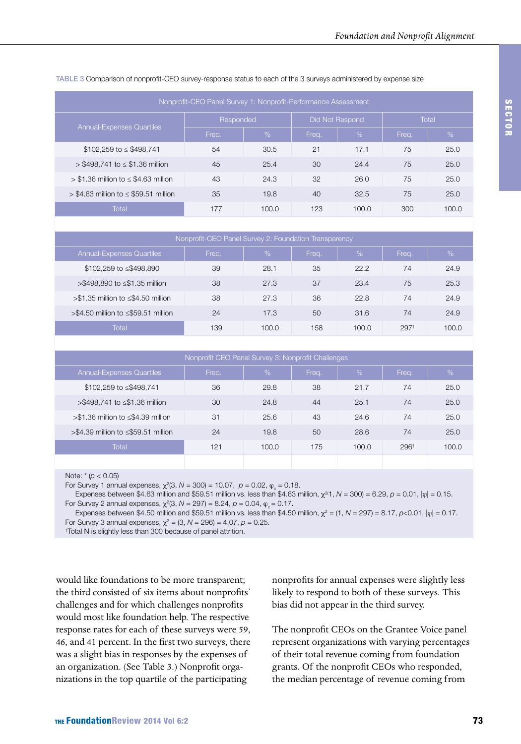TABLE 3 Comparison of nonprofit-CEO survey-response status to each of the 3 surveys administered by expense size

| Nonprofit-CEO Panel Survey 1: Nonprofit-Performance Assessment | | | | | | |
|---|---|---|---|---|---|---|
| Annual-Expenses Quartiles | Responded | | Did Not Respond | | Total | |
| | Freq. | % | Freq. | % | Freq. | % |
| $102,259 to ≤ $498,741 | 54 | 30.5 | 21 | 17.1 | 75 | 25.0 |
| > $498,741 to ≤ $1.36 million | 45 | 25.4 | 30 | 24.4 | 75 | 25.0 |
| > $1.36 million to ≤ $4.63 million | 43 | 24.3 | 32 | 26.0 | 75 | 25.0 |
| > $4.63 million to ≤ $59.51 million | 35 | 19.8 | 40 | 32.5 | 75 | 25.0 |
| Total | 177 | 100.0 | 123 | 100.0 | 300 | 100.0 |
| **Nonprofit-CEO Panel Survey 2: Foundation Transparency** | | | | | | |
| Annual-Expenses Quartiles | Freq. | % | Freq. | % | Freq. | % |
| $102,259 to ≤$498,890 | 39 | 28.1 | 35 | 22.2 | 74 | 24.9 |
| >$498,890 to ≤$1.35 million | 38 | 27.3 | 37 | 23.4 | 75 | 25.3 |
| >$1.35 million to ≤$4.50 million | 38 | 27.3 | 36 | 22.8 | 74 | 24.9 |
| >$4.50 million to ≤$59.51 million | 24 | 17.3 | 50 | 31.6 | 74 | 24.9 |
| Total | 139 | 100.0 | 158 | 100.0 | 297† | 100.0 |
| **Nonprofit CEO Panel Survey 3: Nonprofit Challenges** | | | | | | |
| Annual-Expenses Quartiles | Freq. | % | Freq. | % | Freq. | % |
| $102,259 to ≤$498,741 | 36 | 29.8 | 38 | 21.7 | 74 | 25.0 |
| >$498,741 to ≤$1.36 million | 30 | 24.8 | 44 | 25.1 | 74 | 25.0 |
| >$1.36 million to ≤$4.39 million | 31 | 25.6 | 43 | 24.6 | 74 | 25.0 |
| >$4.39 million to ≤$59.51 million | 24 | 19.8 | 50 | 28.6 | 74 | 25.0 |
| Total | 121 | 100.0 | 175 | 100.0 | 296† | 100.0 |

Note: * ($p < 0.05$)
For Survey 1 annual expenses, $\chi^2(3, N = 300) = 10.07$, $p = 0.02$, $\varphi_c = 0.18$.
Expenses between $4.63 million and $59.51 million vs. less than $4.63 million, $\chi^2(1, N = 300) = 6.29$, $p = 0.01$, $|\varphi| = 0.15$.
For Survey 2 annual expenses, $\chi^2(3, N = 297) = 8.24$, $p = 0.04$, $\varphi_c = 0.17$.
Expenses between $4.50 million and $59.51 million vs. less than $4.50 million, $\chi^2 = (1, N = 297) = 8.17$, $p<0.01$, $|\varphi| = 0.17$.
For Survey 3 annual expenses, $\chi^2 = (3, N = 296) = 4.07$, $p = 0.25$.
†Total N is slightly less than 300 because of panel attrition.

would like foundations to be more transparent; the third consisted of six items about nonprofits' challenges and for which challenges nonprofits would most like foundation help. The respective response rates for each of these surveys were 59, 46, and 41 percent. In the first two surveys, there was a slight bias in responses by the expenses of an organization. (See Table 3.) Nonprofit organizations in the top quartile of the participating nonprofits for annual expenses were slightly less likely to respond to both of these surveys. This bias did not appear in the third survey.

The nonprofit CEOs on the Grantee Voice panel represent organizations with varying percentages of their total revenue coming from foundation grants. Of the nonprofit CEOs who responded, the median percentage of revenue coming from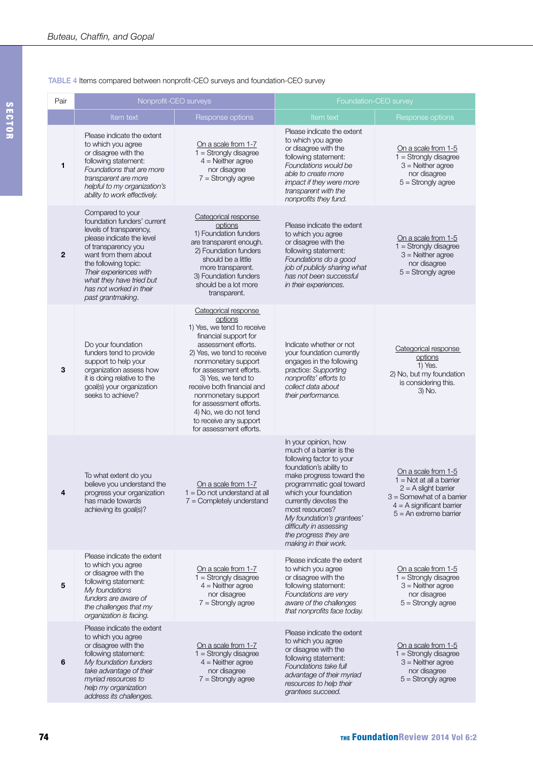TABLE 4 Items compared between nonprofit-CEO surveys and foundation-CEO survey

| Pair | Nonprofit-CEO surveys | | Foundation-CEO survey | |
|---|---|---|---|---|
| | Item text | Response options | Item text | Response options |
| **1** | Please indicate the extent to which you agree or disagree with the following statement: *Foundations that are more transparent are more helpful to my organization's ability to work effectively.* | On a scale from 1-7<br>1 = Strongly disagree<br>4 = Neither agree nor disagree<br>7 = Strongly agree | Please indicate the extent to which you agree or disagree with the following statement: *Foundations would be able to create more impact if they were more transparent with the nonprofits they fund.* | On a scale from 1-5<br>1 = Strongly disagree<br>3 = Neither agree nor disagree<br>5 = Strongly agree |
| **2** | Compared to your foundation funders' current levels of transparency, please indicate the level of transparency you want from them about the following topic: *Their experiences with what they have tried but has not worked in their past grantmaking.* | Categorical response options<br>1) Foundation funders are transparent enough.<br>2) Foundation funders should be a little more transparent.<br>3) Foundation funders should be a lot more transparent. | Please indicate the extent to which you agree or disagree with the following statement: *Foundations do a good job of publicly sharing what has not been successful in their experiences.* | On a scale from 1-5<br>1 = Strongly disagree<br>3 = Neither agree nor disagree<br>5 = Strongly agree |
| **3** | Do your foundation funders tend to provide support to help your organization assess how it is doing relative to the goal(s) your organization seeks to achieve? | Categorical response options<br>1) Yes, we tend to receive financial support for assessment efforts.<br>2) Yes, we tend to receive nonmonetary support for assessment efforts.<br>3) Yes, we tend to receive both financial and nonmonetary support for assessment efforts.<br>4) No, we do not tend to receive any support for assessment efforts. | Indicate whether or not your foundation currently engages in the following practice: *Supporting nonprofits' efforts to collect data about their performance.* | Categorical response options<br>1) Yes.<br>2) No, but my foundation is considering this.<br>3) No. |
| **4** | To what extent do you believe you understand the progress your organization has made towards achieving its goal(s)? | On a scale from 1-7<br>1 = Do not understand at all<br>7 = Completely understand | In your opinion, how much of a barrier is the following factor to your foundation's ability to make progress toward the programmatic goal toward which your foundation currently devotes the most resources? *My foundation's grantees' difficulty in assessing the progress they are making in their work.* | On a scale from 1-5<br>1 = Not at all a barrier<br>2 = A slight barrier<br>3 = Somewhat of a barrier<br>4 = A significant barrier<br>5 = An extreme barrier |
| **5** | Please indicate the extent to which you agree or disagree with the following statement: *My foundations funders are aware of the challenges that my organization is facing.* | On a scale from 1-7<br>1 = Strongly disagree<br>4 = Neither agree nor disagree<br>7 = Strongly agree | Please indicate the extent to which you agree or disagree with the following statement: *Foundations are very aware of the challenges that nonprofits face today.* | On a scale from 1-5<br>1 = Strongly disagree<br>3 = Neither agree nor disagree<br>5 = Strongly agree |
| **6** | Please indicate the extent to which you agree or disagree with the following statement: *My foundation funders take advantage of their myriad resources to help my organization address its challenges.* | On a scale from 1-7<br>1 = Strongly disagree<br>4 = Neither agree nor disagree<br>7 = Strongly agree | Please indicate the extent to which you agree or disagree with the following statement: *Foundations take full advantage of their myriad resources to help their grantees succeed.* | On a scale from 1-5<br>1 = Strongly disagree<br>3 = Neither agree nor disagree<br>5 = Strongly agree |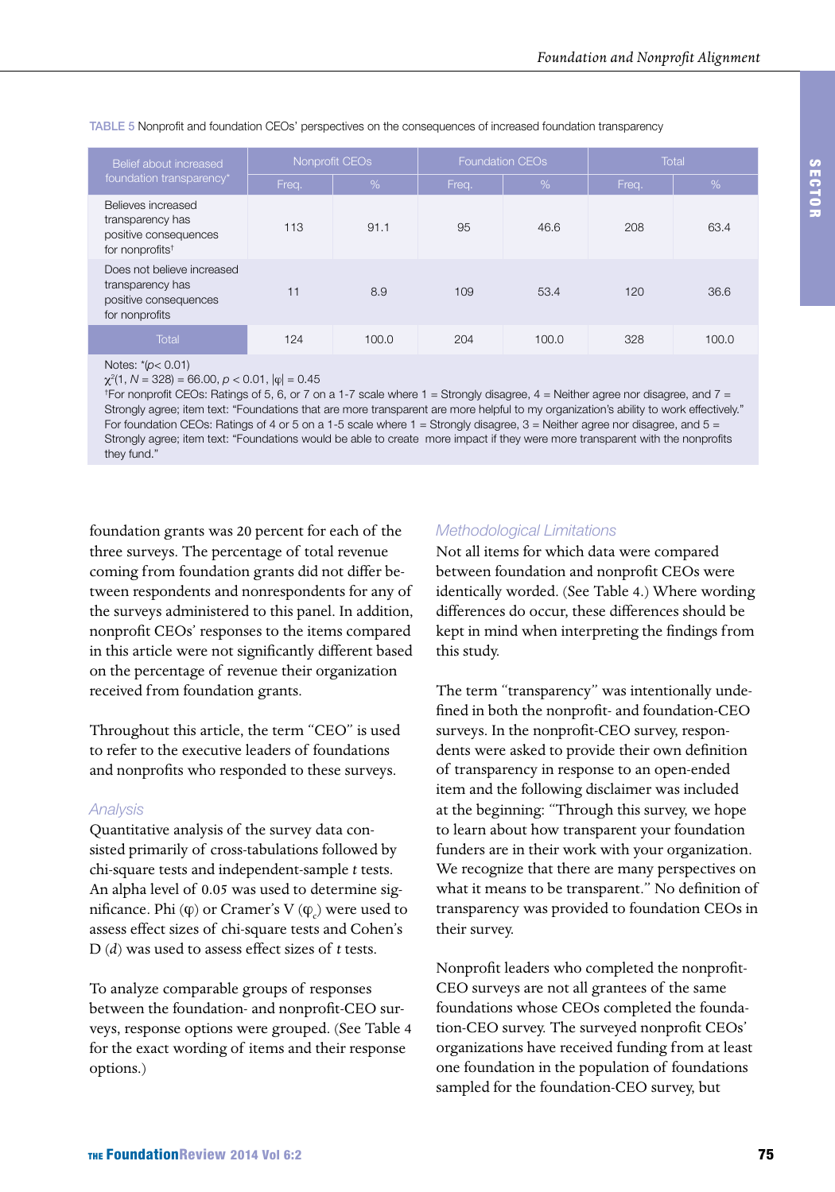TABLE 5 Nonprofit and foundation CEOs' perspectives on the consequences of increased foundation transparency

| Belief about increased foundation transparency* | Nonprofit CEOs | | Foundation CEOs | | Total | |
|---|---|---|---|---|---|---|
| | Freq. | % | Freq. | % | Freq. | % |
| Believes increased transparency has positive consequences for nonprofits† | 113 | 91.1 | 95 | 46.6 | 208 | 63.4 |
| Does not believe increased transparency has positive consequences for nonprofits | 11 | 8.9 | 109 | 53.4 | 120 | 36.6 |
| Total | 124 | 100.0 | 204 | 100.0 | 328 | 100.0 |

Notes: *($p < 0.01$)
$\chi^2(1, N = 328) = 66.00, p < 0.01, |\varphi| = 0.45$
†For nonprofit CEOs: Ratings of 5, 6, or 7 on a 1-7 scale where 1 = Strongly disagree, 4 = Neither agree nor disagree, and 7 = Strongly agree; item text: "Foundations that are more transparent are more helpful to my organization's ability to work effectively." For foundation CEOs: Ratings of 4 or 5 on a 1-5 scale where 1 = Strongly disagree, 3 = Neither agree nor disagree, and 5 = Strongly agree; item text: "Foundations would be able to create more impact if they were more transparent with the nonprofits they fund."

foundation grants was 20 percent for each of the three surveys. The percentage of total revenue coming from foundation grants did not differ between respondents and nonrespondents for any of the surveys administered to this panel. In addition, nonprofit CEOs' responses to the items compared in this article were not significantly different based on the percentage of revenue their organization received from foundation grants.

Throughout this article, the term "CEO" is used to refer to the executive leaders of foundations and nonprofits who responded to these surveys.

### Analysis

Quantitative analysis of the survey data consisted primarily of cross-tabulations followed by chi-square tests and independent-sample *t* tests. An alpha level of 0.05 was used to determine significance. Phi ($\varphi$) or Cramer's V ($\varphi_c$) were used to assess effect sizes of chi-square tests and Cohen's D ($d$) was used to assess effect sizes of *t* tests.

To analyze comparable groups of responses between the foundation- and nonprofit-CEO surveys, response options were grouped. (See Table 4 for the exact wording of items and their response options.)

### Methodological Limitations

Not all items for which data were compared between foundation and nonprofit CEOs were identically worded. (See Table 4.) Where wording differences do occur, these differences should be kept in mind when interpreting the findings from this study.

The term "transparency" was intentionally undefined in both the nonprofit- and foundation-CEO surveys. In the nonprofit-CEO survey, respondents were asked to provide their own definition of transparency in response to an open-ended item and the following disclaimer was included at the beginning: "Through this survey, we hope to learn about how transparent your foundation funders are in their work with your organization. We recognize that there are many perspectives on what it means to be transparent." No definition of transparency was provided to foundation CEOs in their survey.

Nonprofit leaders who completed the nonprofit-CEO surveys are not all grantees of the same foundations whose CEOs completed the foundation-CEO survey. The surveyed nonprofit CEOs' organizations have received funding from at least one foundation in the population of foundations sampled for the foundation-CEO survey, but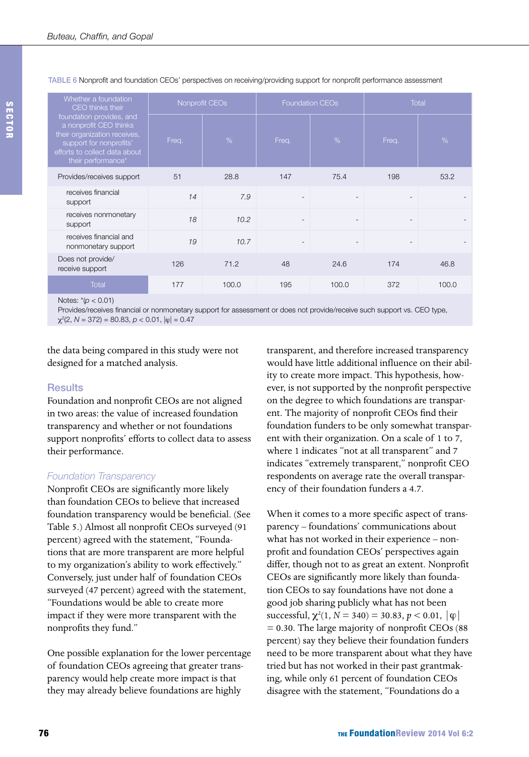TABLE 6 Nonprofit and foundation CEOs' perspectives on receiving/providing support for nonprofit performance assessment

| Whether a foundation CEO thinks their foundation provides, and a nonprofit CEO thinks their organization receives, support for nonprofits' efforts to collect data about their performance* | Nonprofit CEOs | | Foundation CEOs | | Total | |
|---|---|---|---|---|---|---|
| | Freq. | % | Freq. | % | Freq. | % |
| Provides/receives support | 51 | 28.8 | 147 | 75.4 | 198 | 53.2 |
| receives financial support | *14* | *7.9* | - | - | - | - |
| receives nonmonetary support | *18* | *10.2* | - | - | - | - |
| receives financial and nonmonetary support | *19* | *10.7* | - | - | - | - |
| Does not provide/ receive support | 126 | 71.2 | 48 | 24.6 | 174 | 46.8 |
| Total | 177 | 100.0 | 195 | 100.0 | 372 | 100.0 |

Notes: *($p < 0.01$)
Provides/receives financial or nonmonetary support for assessment or does not provide/receive such support vs. CEO type, $\chi^2(2, N = 372) = 80.83$, $p < 0.01$, $|\varphi| = 0.47$

the data being compared in this study were not designed for a matched analysis.

## Results

Foundation and nonprofit CEOs are not aligned in two areas: the value of increased foundation transparency and whether or not foundations support nonprofits' efforts to collect data to assess their performance.

### *Foundation Transparency*

Nonprofit CEOs are significantly more likely than foundation CEOs to believe that increased foundation transparency would be beneficial. (See Table 5.) Almost all nonprofit CEOs surveyed (91 percent) agreed with the statement, "Foundations that are more transparent are more helpful to my organization's ability to work effectively." Conversely, just under half of foundation CEOs surveyed (47 percent) agreed with the statement, "Foundations would be able to create more impact if they were more transparent with the nonprofits they fund."

One possible explanation for the lower percentage of foundation CEOs agreeing that greater transparency would help create more impact is that they may already believe foundations are highly transparent, and therefore increased transparency would have little additional influence on their ability to create more impact. This hypothesis, however, is not supported by the nonprofit perspective on the degree to which foundations are transparent. The majority of nonprofit CEOs find their foundation funders to be only somewhat transparent with their organization. On a scale of 1 to 7, where 1 indicates "not at all transparent" and 7 indicates "extremely transparent," nonprofit CEO respondents on average rate the overall transparency of their foundation funders a 4.7.

When it comes to a more specific aspect of transparency – foundations' communications about what has not worked in their experience – nonprofit and foundation CEOs' perspectives again differ, though not to as great an extent. Nonprofit CEOs are significantly more likely than foundation CEOs to say foundations have not done a good job sharing publicly what has not been successful, $\chi^2(1, N = 340) = 30.83$, $p < 0.01$, $|\varphi| = 0.30$. The large majority of nonprofit CEOs (88 percent) say they believe their foundation funders need to be more transparent about what they have tried but has not worked in their past grantmaking, while only 61 percent of foundation CEOs disagree with the statement, "Foundations do a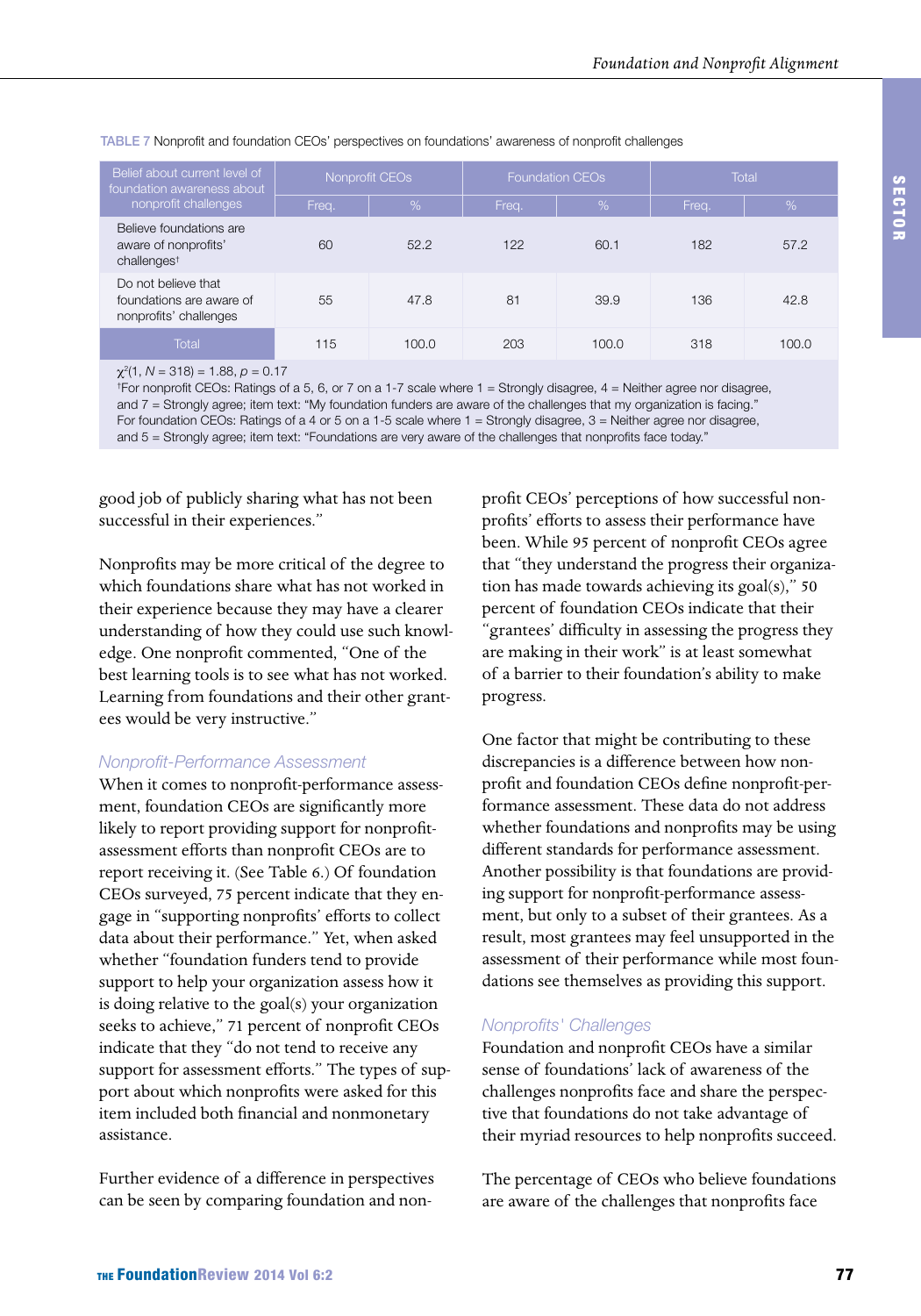TABLE 7 Nonprofit and foundation CEOs' perspectives on foundations' awareness of nonprofit challenges

| Belief about current level of foundation awareness about nonprofit challenges | Nonprofit CEOs | | Foundation CEOs | | Total | |
|---|---|---|---|---|---|---|
| | Freq. | % | Freq. | % | Freq. | % |
| Believe foundations are aware of nonprofits' challenges† | 60 | 52.2 | 122 | 60.1 | 182 | 57.2 |
| Do not believe that foundations are aware of nonprofits' challenges | 55 | 47.8 | 81 | 39.9 | 136 | 42.8 |
| Total | 115 | 100.0 | 203 | 100.0 | 318 | 100.0 |

$\chi^2(1, N = 318) = 1.88, p = 0.17$

†For nonprofit CEOs: Ratings of a 5, 6, or 7 on a 1-7 scale where 1 = Strongly disagree, 4 = Neither agree nor disagree, and 7 = Strongly agree; item text: "My foundation funders are aware of the challenges that my organization is facing." For foundation CEOs: Ratings of a 4 or 5 on a 1-5 scale where 1 = Strongly disagree, 3 = Neither agree nor disagree, and 5 = Strongly agree; item text: "Foundations are very aware of the challenges that nonprofits face today."

good job of publicly sharing what has not been successful in their experiences."

Nonprofits may be more critical of the degree to which foundations share what has not worked in their experience because they may have a clearer understanding of how they could use such knowledge. One nonprofit commented, "One of the best learning tools is to see what has not worked. Learning from foundations and their other grantees would be very instructive."

### *Nonprofit-Performance Assessment*

When it comes to nonprofit-performance assessment, foundation CEOs are significantly more likely to report providing support for nonprofit-assessment efforts than nonprofit CEOs are to report receiving it. (See Table 6.) Of foundation CEOs surveyed, 75 percent indicate that they engage in "supporting nonprofits' efforts to collect data about their performance." Yet, when asked whether "foundation funders tend to provide support to help your organization assess how it is doing relative to the goal(s) your organization seeks to achieve," 71 percent of nonprofit CEOs indicate that they "do not tend to receive any support for assessment efforts." The types of support about which nonprofits were asked for this item included both financial and nonmonetary assistance.

Further evidence of a difference in perspectives can be seen by comparing foundation and nonprofit CEOs' perceptions of how successful nonprofits' efforts to assess their performance have been. While 95 percent of nonprofit CEOs agree that "they understand the progress their organization has made towards achieving its goal(s)," 50 percent of foundation CEOs indicate that their "grantees' difficulty in assessing the progress they are making in their work" is at least somewhat of a barrier to their foundation's ability to make progress.

One factor that might be contributing to these discrepancies is a difference between how nonprofit and foundation CEOs define nonprofit-performance assessment. These data do not address whether foundations and nonprofits may be using different standards for performance assessment. Another possibility is that foundations are providing support for nonprofit-performance assessment, but only to a subset of their grantees. As a result, most grantees may feel unsupported in the assessment of their performance while most foundations see themselves as providing this support.

### *Nonprofits' Challenges*

Foundation and nonprofit CEOs have a similar sense of foundations' lack of awareness of the challenges nonprofits face and share the perspective that foundations do not take advantage of their myriad resources to help nonprofits succeed.

The percentage of CEOs who believe foundations are aware of the challenges that nonprofits face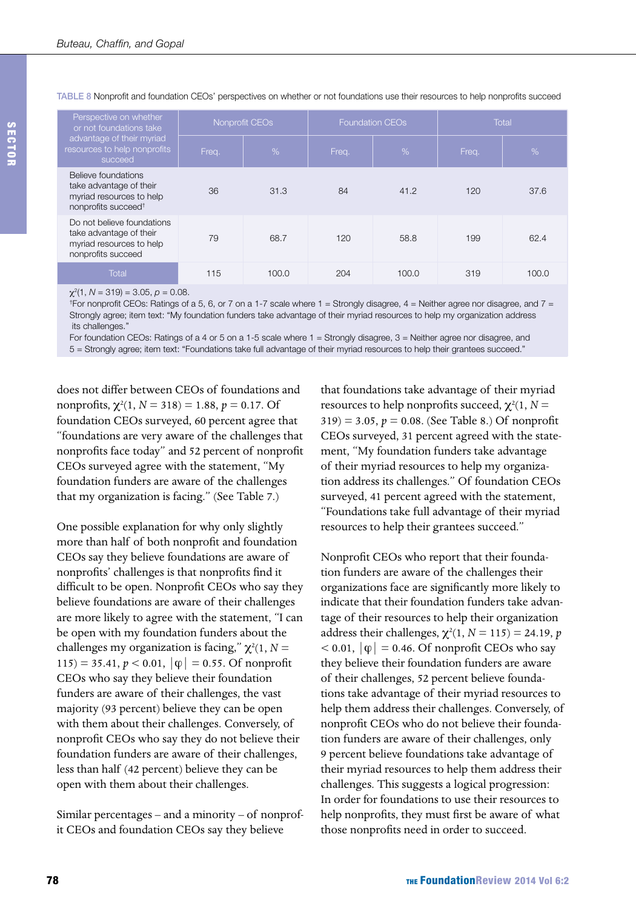TABLE 8 Nonprofit and foundation CEOs' perspectives on whether or not foundations use their resources to help nonprofits succeed

| Perspective on whether or not foundations take advantage of their myriad resources to help nonprofits succeed | Nonprofit CEOs | | Foundation CEOs | | Total | |
|---|---|---|---|---|---|---|
| | Freq. | % | Freq. | % | Freq. | % |
| Believe foundations take advantage of their myriad resources to help nonprofits succeed† | 36 | 31.3 | 84 | 41.2 | 120 | 37.6 |
| Do not believe foundations take advantage of their myriad resources to help nonprofits succeed | 79 | 68.7 | 120 | 58.8 | 199 | 62.4 |
| Total | 115 | 100.0 | 204 | 100.0 | 319 | 100.0 |

$\chi^2(1, N = 319) = 3.05, p = 0.08$.

†For nonprofit CEOs: Ratings of a 5, 6, or 7 on a 1-7 scale where 1 = Strongly disagree, 4 = Neither agree nor disagree, and 7 = Strongly agree; item text: "My foundation funders take advantage of their myriad resources to help my organization address its challenges."

For foundation CEOs: Ratings of a 4 or 5 on a 1-5 scale where 1 = Strongly disagree, 3 = Neither agree nor disagree, and 5 = Strongly agree; item text: "Foundations take full advantage of their myriad resources to help their grantees succeed."

does not differ between CEOs of foundations and nonprofits, $\chi^2(1, N = 318) = 1.88, p = 0.17$. Of foundation CEOs surveyed, 60 percent agree that "foundations are very aware of the challenges that nonprofits face today" and 52 percent of nonprofit CEOs surveyed agree with the statement, "My foundation funders are aware of the challenges that my organization is facing." (See Table 7.)

One possible explanation for why only slightly more than half of both nonprofit and foundation CEOs say they believe foundations are aware of nonprofits' challenges is that nonprofits find it difficult to be open. Nonprofit CEOs who say they believe foundations are aware of their challenges are more likely to agree with the statement, "I can be open with my foundation funders about the challenges my organization is facing," $\chi^2(1, N = 115) = 35.41, p < 0.01, |\varphi| = 0.55$. Of nonprofit CEOs who say they believe their foundation funders are aware of their challenges, the vast majority (93 percent) believe they can be open with them about their challenges. Conversely, of nonprofit CEOs who say they do not believe their foundation funders are aware of their challenges, less than half (42 percent) believe they can be open with them about their challenges.

Similar percentages – and a minority – of nonprofit CEOs and foundation CEOs say they believe that foundations take advantage of their myriad resources to help nonprofits succeed, $\chi^2(1, N = 319) = 3.05, p = 0.08$. (See Table 8.) Of nonprofit CEOs surveyed, 31 percent agreed with the statement, "My foundation funders take advantage of their myriad resources to help my organization address its challenges." Of foundation CEOs surveyed, 41 percent agreed with the statement, "Foundations take full advantage of their myriad resources to help their grantees succeed."

Nonprofit CEOs who report that their foundation funders are aware of the challenges their organizations face are significantly more likely to indicate that their foundation funders take advantage of their resources to help their organization address their challenges, $\chi^2(1, N = 115) = 24.19, p < 0.01, |\varphi| = 0.46$. Of nonprofit CEOs who say they believe their foundation funders are aware of their challenges, 52 percent believe foundations take advantage of their myriad resources to help them address their challenges. Conversely, of nonprofit CEOs who do not believe their foundation funders are aware of their challenges, only 9 percent believe foundations take advantage of their myriad resources to help them address their challenges. This suggests a logical progression: In order for foundations to use their resources to help nonprofits, they must first be aware of what those nonprofits need in order to succeed.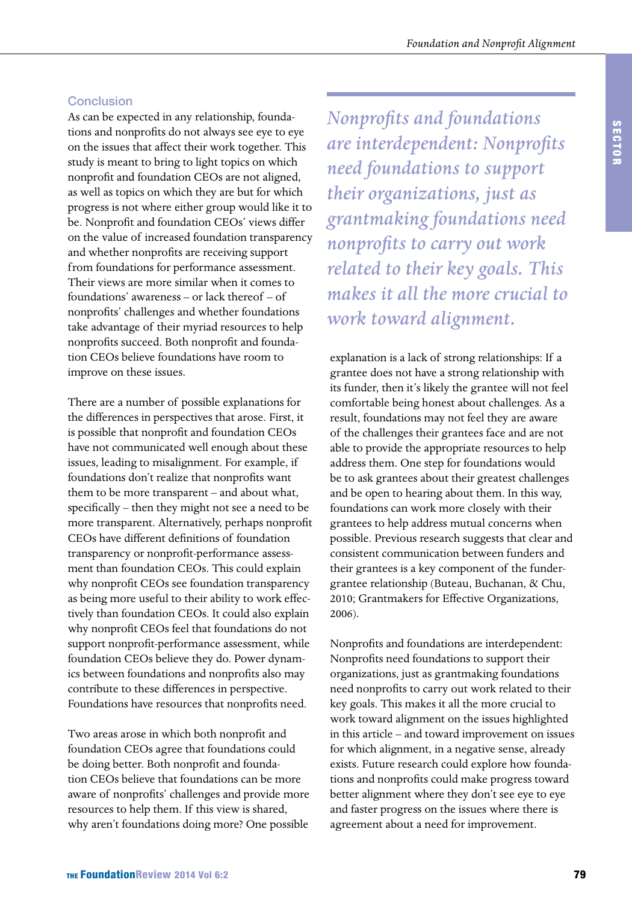## Conclusion

As can be expected in any relationship, foundations and nonprofits do not always see eye to eye on the issues that affect their work together. This study is meant to bring to light topics on which nonprofit and foundation CEOs are not aligned, as well as topics on which they are but for which progress is not where either group would like it to be. Nonprofit and foundation CEOs' views differ on the value of increased foundation transparency and whether nonprofits are receiving support from foundations for performance assessment. Their views are more similar when it comes to foundations' awareness – or lack thereof – of nonprofits' challenges and whether foundations take advantage of their myriad resources to help nonprofits succeed. Both nonprofit and foundation CEOs believe foundations have room to improve on these issues.

There are a number of possible explanations for the differences in perspectives that arose. First, it is possible that nonprofit and foundation CEOs have not communicated well enough about these issues, leading to misalignment. For example, if foundations don't realize that nonprofits want them to be more transparent – and about what, specifically – then they might not see a need to be more transparent. Alternatively, perhaps nonprofit CEOs have different definitions of foundation transparency or nonprofit-performance assessment than foundation CEOs. This could explain why nonprofit CEOs see foundation transparency as being more useful to their ability to work effectively than foundation CEOs. It could also explain why nonprofit CEOs feel that foundations do not support nonprofit-performance assessment, while foundation CEOs believe they do. Power dynamics between foundations and nonprofits also may contribute to these differences in perspective. Foundations have resources that nonprofits need.

Two areas arose in which both nonprofit and foundation CEOs agree that foundations could be doing better. Both nonprofit and foundation CEOs believe that foundations can be more aware of nonprofits' challenges and provide more resources to help them. If this view is shared, why aren't foundations doing more? One possible explanation is a lack of strong relationships: If a grantee does not have a strong relationship with its funder, then it's likely the grantee will not feel comfortable being honest about challenges. As a result, foundations may not feel they are aware of the challenges their grantees face and are not able to provide the appropriate resources to help address them. One step for foundations would be to ask grantees about their greatest challenges and be open to hearing about them. In this way, foundations can work more closely with their grantees to help address mutual concerns when possible. Previous research suggests that clear and consistent communication between funders and their grantees is a key component of the funder-grantee relationship (Buteau, Buchanan, & Chu, 2010; Grantmakers for Effective Organizations, 2006).

*Nonprofits and foundations are interdependent: Nonprofits need foundations to support their organizations, just as grantmaking foundations need nonprofits to carry out work related to their key goals. This makes it all the more crucial to work toward alignment.*

Nonprofits and foundations are interdependent: Nonprofits need foundations to support their organizations, just as grantmaking foundations need nonprofits to carry out work related to their key goals. This makes it all the more crucial to work toward alignment on the issues highlighted in this article – and toward improvement on issues for which alignment, in a negative sense, already exists. Future research could explore how foundations and nonprofits could make progress toward better alignment where they don't see eye to eye and faster progress on the issues where there is agreement about a need for improvement.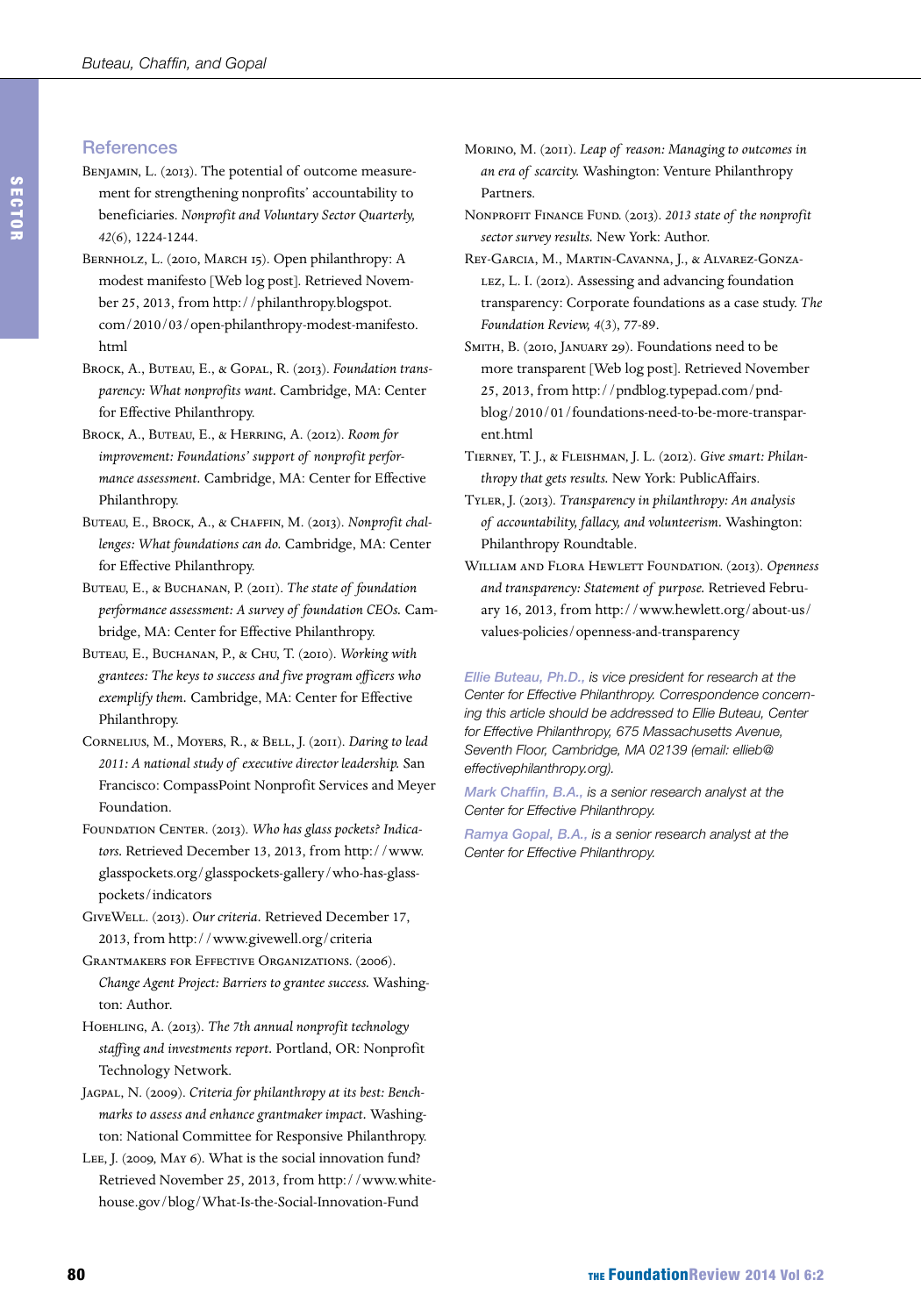## References

Benjamin, L. (2013). The potential of outcome measurement for strengthening nonprofits' accountability to beneficiaries. *Nonprofit and Voluntary Sector Quarterly, 42*(6), 1224-1244.

Bernholz, L. (2010, March 15). Open philanthropy: A modest manifesto [Web log post]. Retrieved November 25, 2013, from http://philanthropy.blogspot.com/2010/03/open-philanthropy-modest-manifesto.html

Brock, A., Buteau, E., & Gopal, R. (2013). *Foundation transparency: What nonprofits want*. Cambridge, MA: Center for Effective Philanthropy.

Brock, A., Buteau, E., & Herring, A. (2012). *Room for improvement: Foundations' support of nonprofit performance assessment*. Cambridge, MA: Center for Effective Philanthropy.

Buteau, E., Brock, A., & Chaffin, M. (2013). *Nonprofit challenges: What foundations can do*. Cambridge, MA: Center for Effective Philanthropy.

Buteau, E., & Buchanan, P. (2011). *The state of foundation performance assessment: A survey of foundation CEOs*. Cambridge, MA: Center for Effective Philanthropy.

Buteau, E., Buchanan, P., & Chu, T. (2010). *Working with grantees: The keys to success and five program officers who exemplify them*. Cambridge, MA: Center for Effective Philanthropy.

Cornelius, M., Moyers, R., & Bell, J. (2011). *Daring to lead 2011: A national study of executive director leadership*. San Francisco: CompassPoint Nonprofit Services and Meyer Foundation.

Foundation Center. (2013). *Who has glass pockets? Indicators*. Retrieved December 13, 2013, from http://www.glasspockets.org/glasspockets-gallery/who-has-glass-pockets/indicators

GiveWell. (2013). *Our criteria*. Retrieved December 17, 2013, from http://www.givewell.org/criteria

Grantmakers for Effective Organizations. (2006). *Change Agent Project: Barriers to grantee success*. Washington: Author.

Hoehling, A. (2013). *The 7th annual nonprofit technology staffing and investments report*. Portland, OR: Nonprofit Technology Network.

Jagpal, N. (2009). *Criteria for philanthropy at its best: Benchmarks to assess and enhance grantmaker impact*. Washington: National Committee for Responsive Philanthropy.

Lee, J. (2009, May 6). What is the social innovation fund? Retrieved November 25, 2013, from http://www.whitehouse.gov/blog/What-Is-the-Social-Innovation-Fund

Morino, M. (2011). *Leap of reason: Managing to outcomes in an era of scarcity*. Washington: Venture Philanthropy Partners.

Nonprofit Finance Fund. (2013). *2013 state of the nonprofit sector survey results*. New York: Author.

Rey-Garcia, M., Martin-Cavanna, J., & Alvarez-Gonzalez, L. I. (2012). Assessing and advancing foundation transparency: Corporate foundations as a case study. *The Foundation Review, 4*(3), 77-89.

Smith, B. (2010, January 29). Foundations need to be more transparent [Web log post]. Retrieved November 25, 2013, from http://pndblog.typepad.com/pndblog/2010/01/foundations-need-to-be-more-transparent.html

Tierney, T. J., & Fleishman, J. L. (2012). *Give smart: Philanthropy that gets results*. New York: PublicAffairs.

Tyler, J. (2013). *Transparency in philanthropy: An analysis of accountability, fallacy, and volunteerism*. Washington: Philanthropy Roundtable.

William and Flora Hewlett Foundation. (2013). *Openness and transparency: Statement of purpose*. Retrieved February 16, 2013, from http://www.hewlett.org/about-us/values-policies/openness-and-transparency

*Ellie Buteau, Ph.D., is vice president for research at the Center for Effective Philanthropy. Correspondence concerning this article should be addressed to Ellie Buteau, Center for Effective Philanthropy, 675 Massachusetts Avenue, Seventh Floor, Cambridge, MA 02139 (email: ellieb@effectivephilanthropy.org).*

*Mark Chaffin, B.A., is a senior research analyst at the Center for Effective Philanthropy.*

*Ramya Gopal, B.A., is a senior research analyst at the Center for Effective Philanthropy.*